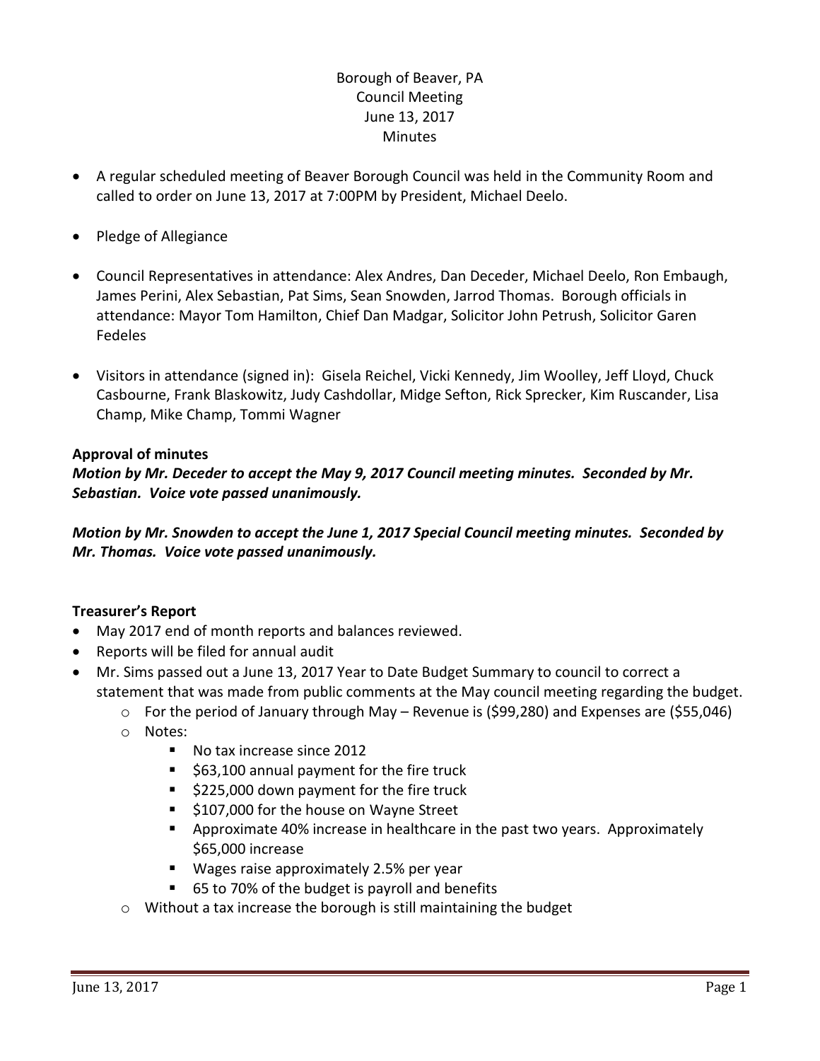Borough of Beaver, PA
Council Meeting
June 13, 2017
Minutes

- A regular scheduled meeting of Beaver Borough Council was held in the Community Room and called to order on June 13, 2017 at 7:00PM by President, Michael Deelo.
- Pledge of Allegiance
- Council Representatives in attendance: Alex Andres, Dan Deceder, Michael Deelo, Ron Embaugh, James Perini, Alex Sebastian, Pat Sims, Sean Snowden, Jarrod Thomas. Borough officials in attendance: Mayor Tom Hamilton, Chief Dan Madgar, Solicitor John Petrush, Solicitor Garen Fedeles
- Visitors in attendance (signed in): Gisela Reichel, Vicki Kennedy, Jim Woolley, Jeff Lloyd, Chuck Casbourne, Frank Blaskowitz, Judy Cashdollar, Midge Sefton, Rick Sprecker, Kim Ruscander, Lisa Champ, Mike Champ, Tommi Wagner

**Approval of minutes**

***Motion by Mr. Deceder to accept the May 9, 2017 Council meeting minutes. Seconded by Mr. Sebastian. Voice vote passed unanimously.***

***Motion by Mr. Snowden to accept the June 1, 2017 Special Council meeting minutes. Seconded by Mr. Thomas. Voice vote passed unanimously.***

**Treasurer's Report**

- May 2017 end of month reports and balances reviewed.
- Reports will be filed for annual audit
- Mr. Sims passed out a June 13, 2017 Year to Date Budget Summary to council to correct a statement that was made from public comments at the May council meeting regarding the budget.
  - For the period of January through May – Revenue is ($99,280) and Expenses are ($55,046)
  - Notes:
    - No tax increase since 2012
    - $63,100 annual payment for the fire truck
    - $225,000 down payment for the fire truck
    - $107,000 for the house on Wayne Street
    - Approximate 40% increase in healthcare in the past two years. Approximately $65,000 increase
    - Wages raise approximately 2.5% per year
    - 65 to 70% of the budget is payroll and benefits
  - Without a tax increase the borough is still maintaining the budget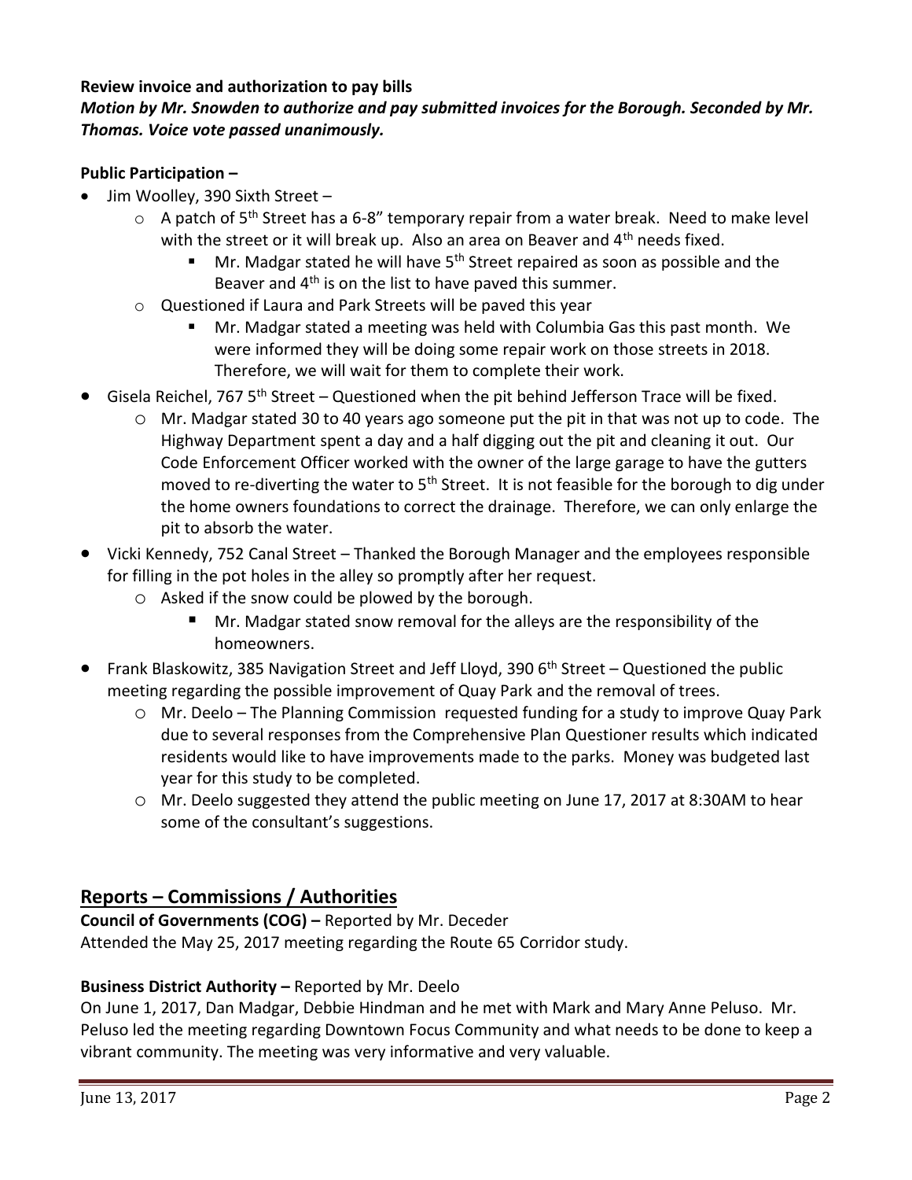**Review invoice and authorization to pay bills**

***Motion by Mr. Snowden to authorize and pay submitted invoices for the Borough. Seconded by Mr. Thomas. Voice vote passed unanimously.***

**Public Participation –**

- Jim Woolley, 390 Sixth Street –
  - A patch of 5th Street has a 6-8" temporary repair from a water break. Need to make level with the street or it will break up. Also an area on Beaver and 4th needs fixed.
    - Mr. Madgar stated he will have 5th Street repaired as soon as possible and the Beaver and 4th is on the list to have paved this summer.
  - Questioned if Laura and Park Streets will be paved this year
    - Mr. Madgar stated a meeting was held with Columbia Gas this past month. We were informed they will be doing some repair work on those streets in 2018. Therefore, we will wait for them to complete their work.
- Gisela Reichel, 767 5th Street – Questioned when the pit behind Jefferson Trace will be fixed.
  - Mr. Madgar stated 30 to 40 years ago someone put the pit in that was not up to code. The Highway Department spent a day and a half digging out the pit and cleaning it out. Our Code Enforcement Officer worked with the owner of the large garage to have the gutters moved to re-diverting the water to 5th Street. It is not feasible for the borough to dig under the home owners foundations to correct the drainage. Therefore, we can only enlarge the pit to absorb the water.
- Vicki Kennedy, 752 Canal Street – Thanked the Borough Manager and the employees responsible for filling in the pot holes in the alley so promptly after her request.
  - Asked if the snow could be plowed by the borough.
    - Mr. Madgar stated snow removal for the alleys are the responsibility of the homeowners.
- Frank Blaskowitz, 385 Navigation Street and Jeff Lloyd, 390 6th Street – Questioned the public meeting regarding the possible improvement of Quay Park and the removal of trees.
  - Mr. Deelo – The Planning Commission requested funding for a study to improve Quay Park due to several responses from the Comprehensive Plan Questioner results which indicated residents would like to have improvements made to the parks. Money was budgeted last year for this study to be completed.
  - Mr. Deelo suggested they attend the public meeting on June 17, 2017 at 8:30AM to hear some of the consultant's suggestions.

## Reports – Commissions / Authorities

**Council of Governments (COG) –** Reported by Mr. Deceder
Attended the May 25, 2017 meeting regarding the Route 65 Corridor study.

**Business District Authority –** Reported by Mr. Deelo
On June 1, 2017, Dan Madgar, Debbie Hindman and he met with Mark and Mary Anne Peluso. Mr. Peluso led the meeting regarding Downtown Focus Community and what needs to be done to keep a vibrant community. The meeting was very informative and very valuable.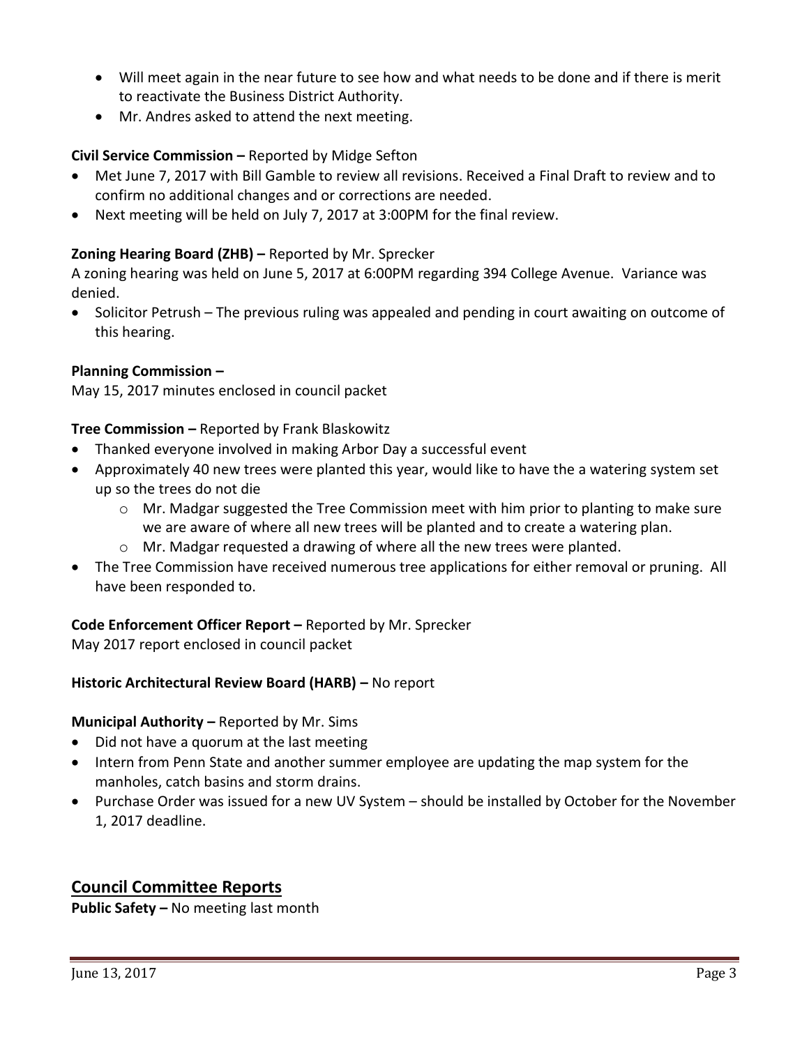- Will meet again in the near future to see how and what needs to be done and if there is merit to reactivate the Business District Authority.
- Mr. Andres asked to attend the next meeting.

**Civil Service Commission –** Reported by Midge Sefton

- Met June 7, 2017 with Bill Gamble to review all revisions. Received a Final Draft to review and to confirm no additional changes and or corrections are needed.
- Next meeting will be held on July 7, 2017 at 3:00PM for the final review.

**Zoning Hearing Board (ZHB) –** Reported by Mr. Sprecker

A zoning hearing was held on June 5, 2017 at 6:00PM regarding 394 College Avenue. Variance was denied.

- Solicitor Petrush – The previous ruling was appealed and pending in court awaiting on outcome of this hearing.

**Planning Commission –**

May 15, 2017 minutes enclosed in council packet

**Tree Commission –** Reported by Frank Blaskowitz

- Thanked everyone involved in making Arbor Day a successful event
- Approximately 40 new trees were planted this year, would like to have the a watering system set up so the trees do not die
  - Mr. Madgar suggested the Tree Commission meet with him prior to planting to make sure we are aware of where all new trees will be planted and to create a watering plan.
  - Mr. Madgar requested a drawing of where all the new trees were planted.
- The Tree Commission have received numerous tree applications for either removal or pruning. All have been responded to.

**Code Enforcement Officer Report –** Reported by Mr. Sprecker

May 2017 report enclosed in council packet

**Historic Architectural Review Board (HARB) –** No report

**Municipal Authority –** Reported by Mr. Sims

- Did not have a quorum at the last meeting
- Intern from Penn State and another summer employee are updating the map system for the manholes, catch basins and storm drains.
- Purchase Order was issued for a new UV System – should be installed by October for the November 1, 2017 deadline.

## Council Committee Reports

**Public Safety –** No meeting last month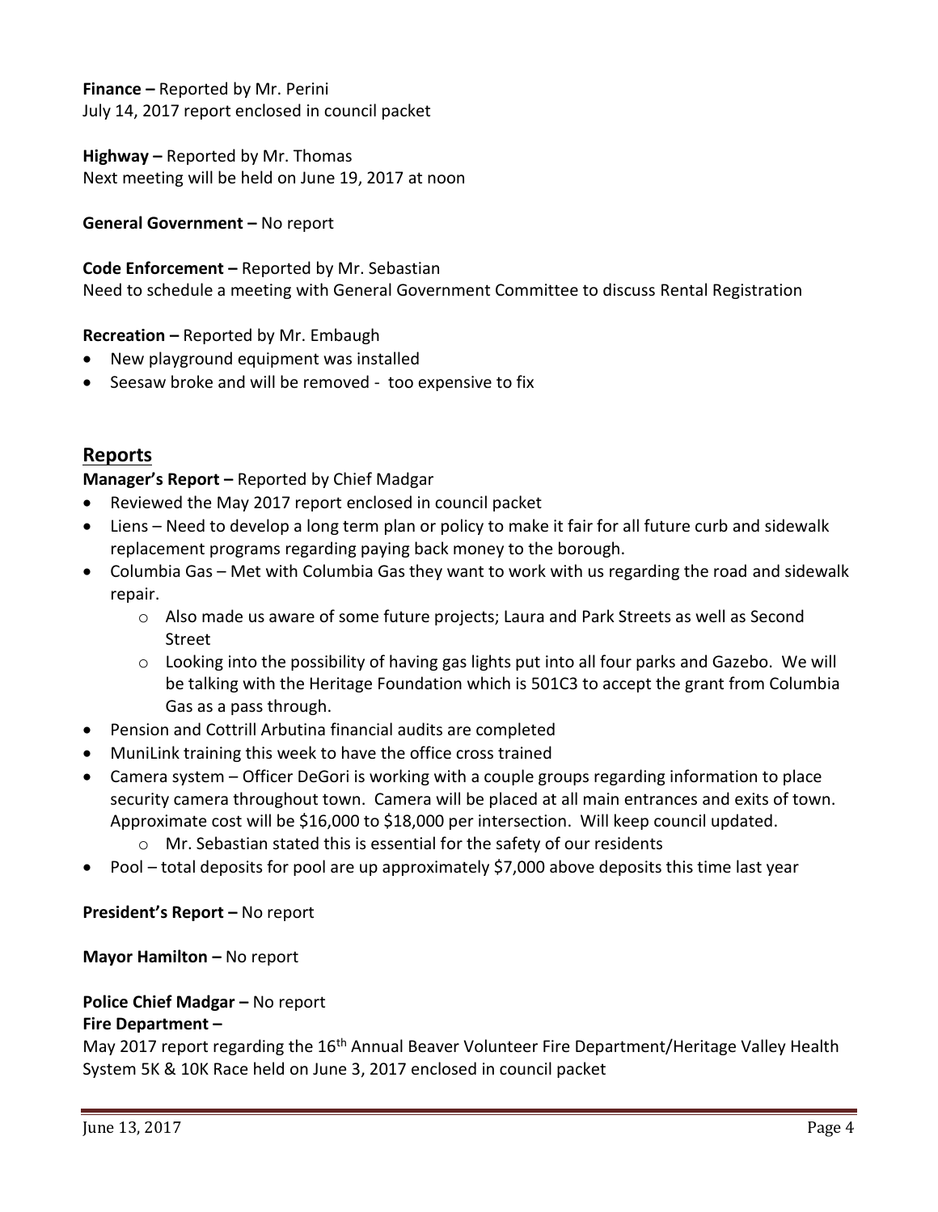**Finance –** Reported by Mr. Perini
July 14, 2017 report enclosed in council packet

**Highway –** Reported by Mr. Thomas
Next meeting will be held on June 19, 2017 at noon

**General Government –** No report

**Code Enforcement –** Reported by Mr. Sebastian
Need to schedule a meeting with General Government Committee to discuss Rental Registration

**Recreation –** Reported by Mr. Embaugh

- New playground equipment was installed
- Seesaw broke and will be removed - too expensive to fix

## Reports

**Manager's Report –** Reported by Chief Madgar

- Reviewed the May 2017 report enclosed in council packet
- Liens – Need to develop a long term plan or policy to make it fair for all future curb and sidewalk replacement programs regarding paying back money to the borough.
- Columbia Gas – Met with Columbia Gas they want to work with us regarding the road and sidewalk repair.
    - Also made us aware of some future projects; Laura and Park Streets as well as Second Street
    - Looking into the possibility of having gas lights put into all four parks and Gazebo. We will be talking with the Heritage Foundation which is 501C3 to accept the grant from Columbia Gas as a pass through.
- Pension and Cottrill Arbutina financial audits are completed
- MuniLink training this week to have the office cross trained
- Camera system – Officer DeGori is working with a couple groups regarding information to place security camera throughout town. Camera will be placed at all main entrances and exits of town. Approximate cost will be $16,000 to $18,000 per intersection. Will keep council updated.
    - Mr. Sebastian stated this is essential for the safety of our residents
- Pool – total deposits for pool are up approximately $7,000 above deposits this time last year

**President's Report –** No report

**Mayor Hamilton –** No report

**Police Chief Madgar –** No report

**Fire Department –**

May 2017 report regarding the 16th Annual Beaver Volunteer Fire Department/Heritage Valley Health System 5K & 10K Race held on June 3, 2017 enclosed in council packet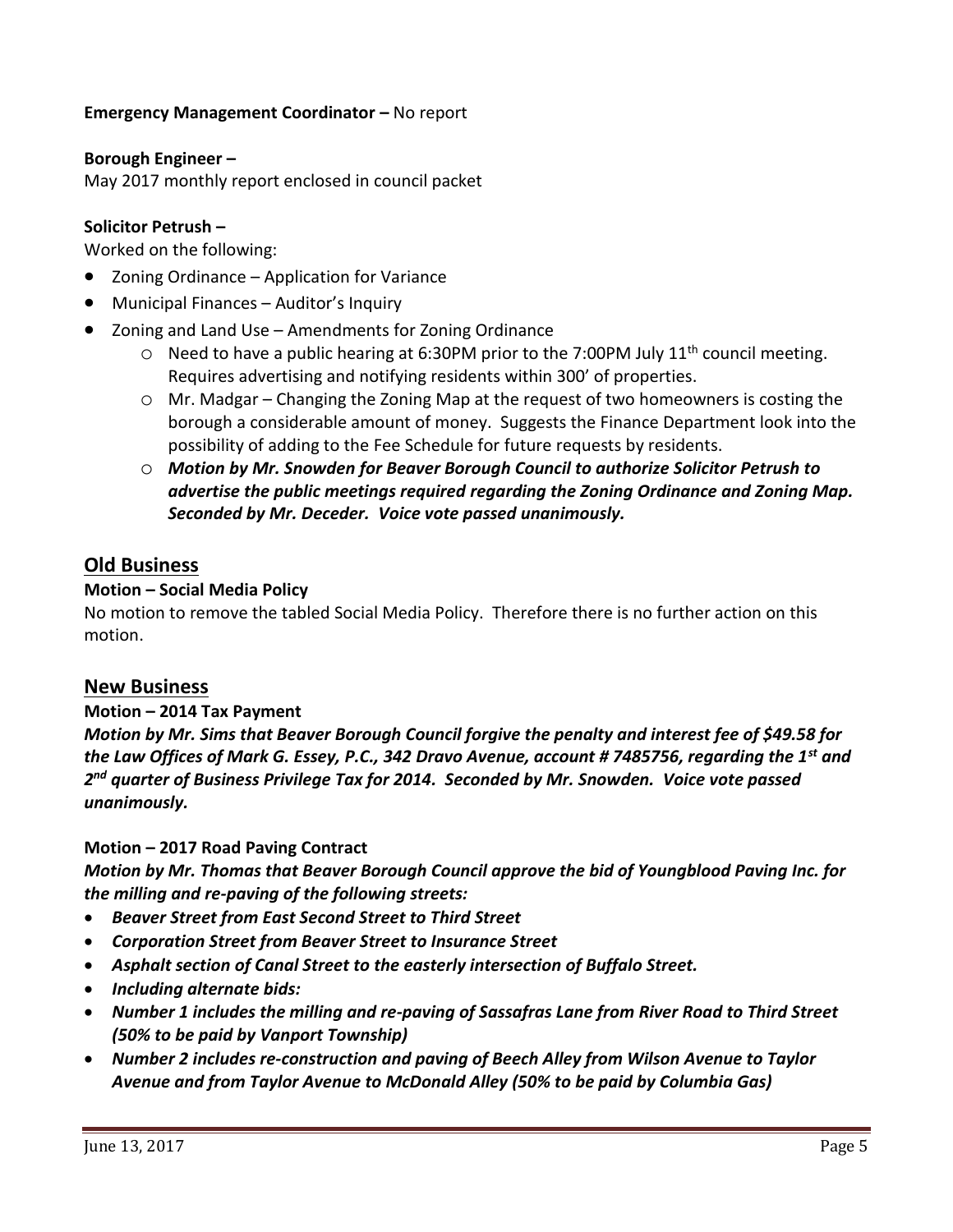**Emergency Management Coordinator –** No report

**Borough Engineer –**
May 2017 monthly report enclosed in council packet

**Solicitor Petrush –**
Worked on the following:

- Zoning Ordinance – Application for Variance
- Municipal Finances – Auditor's Inquiry
- Zoning and Land Use – Amendments for Zoning Ordinance
  - Need to have a public hearing at 6:30PM prior to the 7:00PM July 11th council meeting. Requires advertising and notifying residents within 300' of properties.
  - Mr. Madgar – Changing the Zoning Map at the request of two homeowners is costing the borough a considerable amount of money. Suggests the Finance Department look into the possibility of adding to the Fee Schedule for future requests by residents.
  - ***Motion by Mr. Snowden for Beaver Borough Council to authorize Solicitor Petrush to advertise the public meetings required regarding the Zoning Ordinance and Zoning Map. Seconded by Mr. Deceder. Voice vote passed unanimously.***

## Old Business

**Motion – Social Media Policy**

No motion to remove the tabled Social Media Policy. Therefore there is no further action on this motion.

## New Business

**Motion – 2014 Tax Payment**

***Motion by Mr. Sims that Beaver Borough Council forgive the penalty and interest fee of $49.58 for the Law Offices of Mark G. Essey, P.C., 342 Dravo Avenue, account # 7485756, regarding the 1st and 2nd quarter of Business Privilege Tax for 2014. Seconded by Mr. Snowden. Voice vote passed unanimously.***

**Motion – 2017 Road Paving Contract**

***Motion by Mr. Thomas that Beaver Borough Council approve the bid of Youngblood Paving Inc. for the milling and re-paving of the following streets:***

- ***Beaver Street from East Second Street to Third Street***
- ***Corporation Street from Beaver Street to Insurance Street***
- ***Asphalt section of Canal Street to the easterly intersection of Buffalo Street.***
- ***Including alternate bids:***
- ***Number 1 includes the milling and re-paving of Sassafras Lane from River Road to Third Street (50% to be paid by Vanport Township)***
- ***Number 2 includes re-construction and paving of Beech Alley from Wilson Avenue to Taylor Avenue and from Taylor Avenue to McDonald Alley (50% to be paid by Columbia Gas)***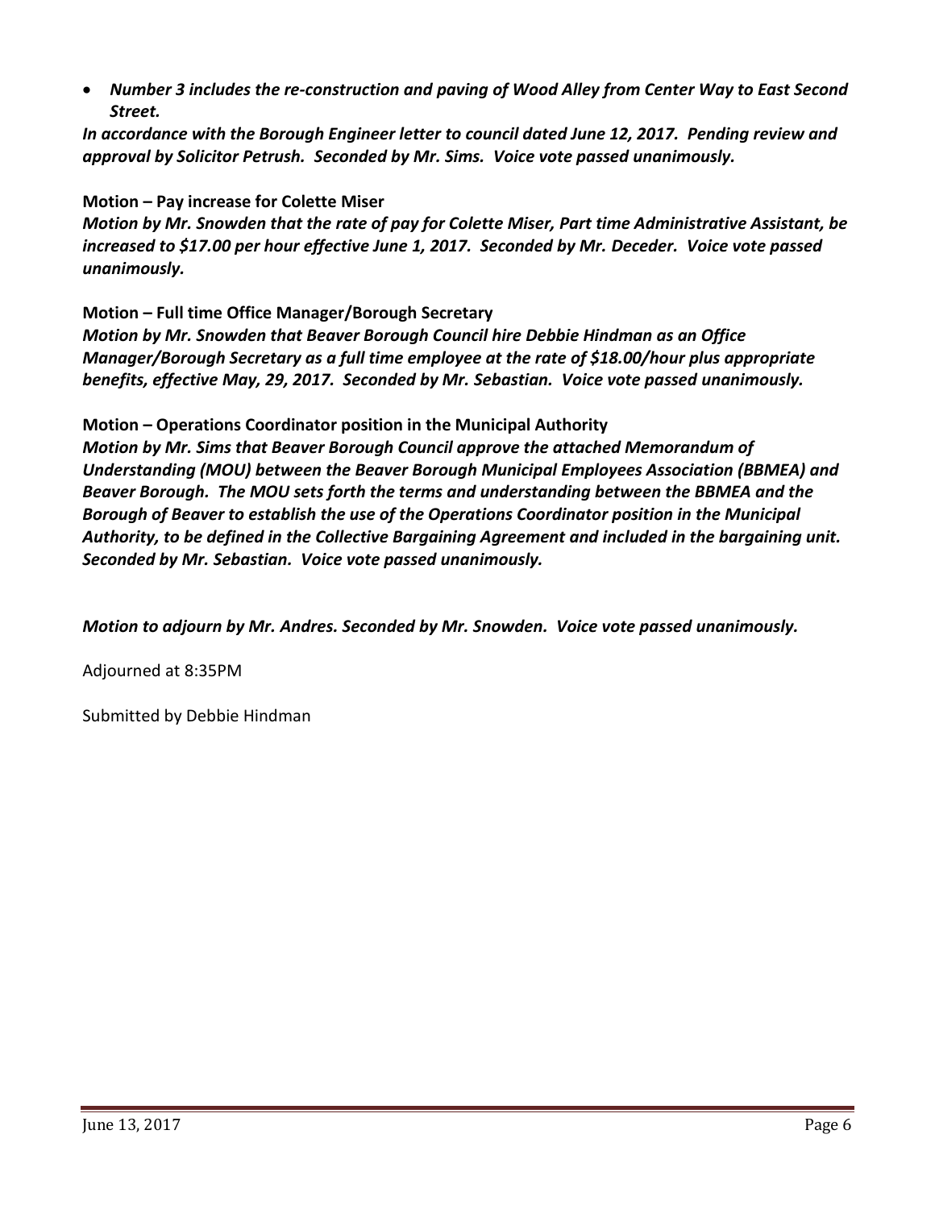- ***Number 3 includes the re-construction and paving of Wood Alley from Center Way to East Second Street.***

***In accordance with the Borough Engineer letter to council dated June 12, 2017. Pending review and approval by Solicitor Petrush. Seconded by Mr. Sims. Voice vote passed unanimously.***

**Motion – Pay increase for Colette Miser**

***Motion by Mr. Snowden that the rate of pay for Colette Miser, Part time Administrative Assistant, be increased to $17.00 per hour effective June 1, 2017. Seconded by Mr. Deceder. Voice vote passed unanimously.***

**Motion – Full time Office Manager/Borough Secretary**

***Motion by Mr. Snowden that Beaver Borough Council hire Debbie Hindman as an Office Manager/Borough Secretary as a full time employee at the rate of $18.00/hour plus appropriate benefits, effective May, 29, 2017. Seconded by Mr. Sebastian. Voice vote passed unanimously.***

**Motion – Operations Coordinator position in the Municipal Authority**

***Motion by Mr. Sims that Beaver Borough Council approve the attached Memorandum of Understanding (MOU) between the Beaver Borough Municipal Employees Association (BBMEA) and Beaver Borough. The MOU sets forth the terms and understanding between the BBMEA and the Borough of Beaver to establish the use of the Operations Coordinator position in the Municipal Authority, to be defined in the Collective Bargaining Agreement and included in the bargaining unit. Seconded by Mr. Sebastian. Voice vote passed unanimously.***

***Motion to adjourn by Mr. Andres. Seconded by Mr. Snowden. Voice vote passed unanimously.***

Adjourned at 8:35PM

Submitted by Debbie Hindman